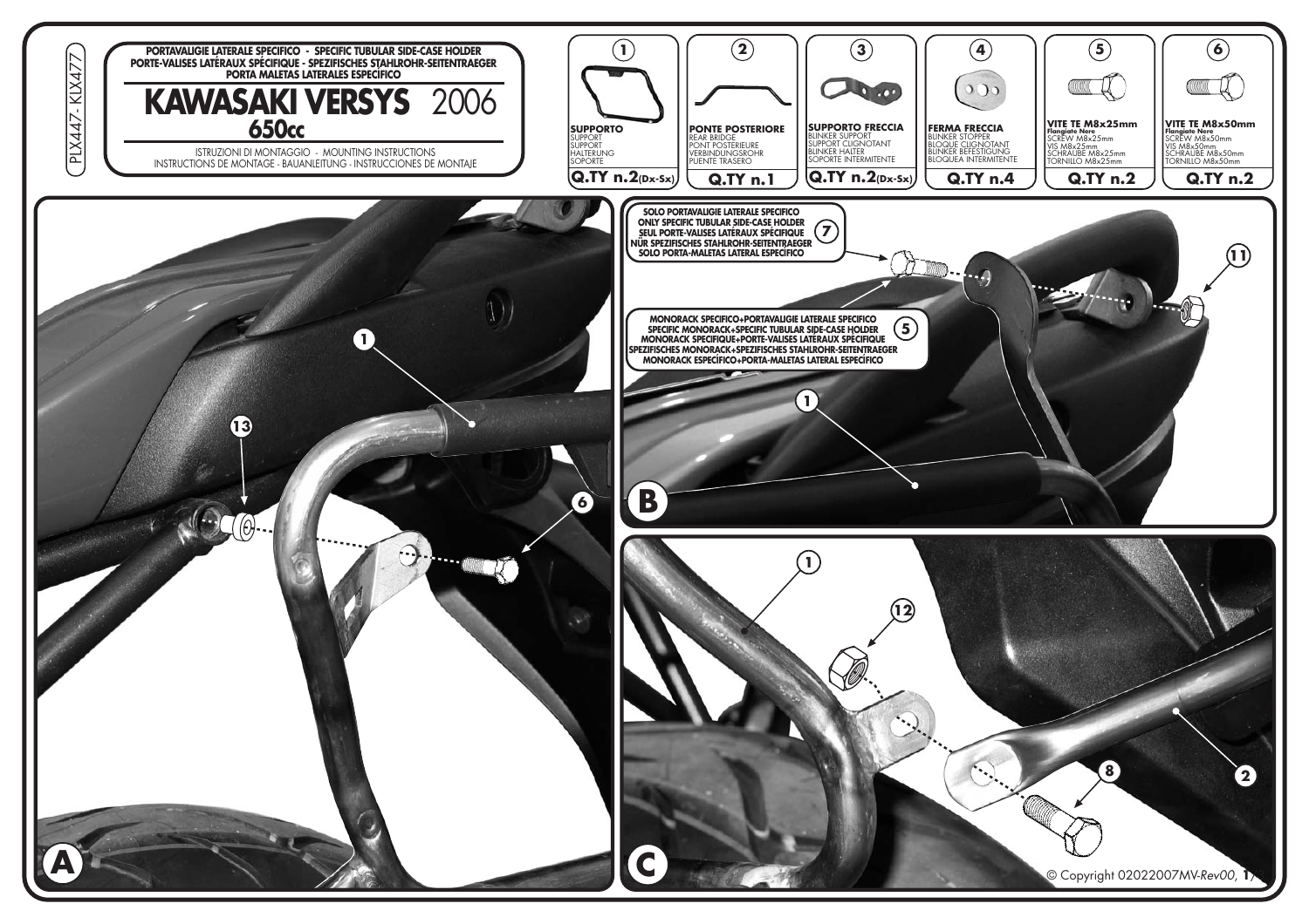PLX447- KLX477

**PORTAVALIGIE LATERALE SPECIFICO - SPECIFIC TUBULAR SIDE-CASE HOLDER**
**PORTE-VALISES LATÉRAUX SPÉCIFIQUE - SPEZIFISCHES STAHLROHR-SEITENTRAEGER**
**PORTA MALETAS LATERALES ESPECÍFICO**

# KAWASAKI VERSYS 2006
## 650cc

ISTRUZIONI DI MONTAGGIO - MOUNTING INSTRUCTIONS
INSTRUCTIONS DE MONTAGE - BAUANLEITUNG - INSTRUCCIONES DE MONTAJE

| 1 | 2 | 3 | 4 | 5 | 6 |
|---|---|---|---|---|---|
| **SUPPORTO** SUPPORT SUPPORT HALTERUNG SOPORTE | **PONTE POSTERIORE** REAR BRIDGE PONT POSTERIEURE VERBINDUNGSROHR PUENTE TRASERO | **SUPPORTO FRECCIA** BLINKER SUPPORT SUPPORT CLIGNOTANT BLINKER HALTER SOPORTE INTERMITENTE | **FERMA FRECCIA** BLINKER STOPPER BLOQUE CLIGNOTANT BLINKER BEFESTIGUNG BLOQUEA INTERMITENTE | **VITE TE M8x25mm** Flangiate Nere SCREW M8x25mm VIS M8x25mm SCHRAUBE M8x25mm TORNILLO M8x25mm | **VITE TE M8x50mm** Flangiate Nere SCREW M8x50mm VIS M8x50mm SCHRAUBE M8x50mm TORNILLO M8x50mm |
| **Q.TY n.2**(Dx-Sx) | **Q.TY n.1** | **Q.TY n.2**(Dx-Sx) | **Q.TY n.4** | **Q.TY n.2** | **Q.TY n.2** |

**A**

1, 13, 6

**B**

(7) **SOLO PORTAVALIGIE LATERALE SPECIFICO**
**ONLY SPECIFIC TUBULAR SIDE-CASE HOLDER**
**SEUL PORTE-VALISES LATÉRAUX SPÉCIFIQUE**
**NÜR SPEZIFISCHES STAHLROHR-SEITENTRAEGER**
**SOLO PORTA-MALETAS LATERAL ESPECÍFICO**

(5) **MONORACK SPECIFICO+PORTAVALIGIE LATERALE SPECIFICO**
**SPECIFIC MONORACK+SPECIFIC TUBULAR SIDE-CASE HOLDER**
**MONORACK SPÉCIFIQUE+PORTE-VALISES LATÉRAUX SPÉCIFIQUE**
**SPEZIFISCHES MONORACK+SPEZIFISCHES STAHLROHR-SEITENTRAEGER**
**MONORACK ESPECÍFICO+PORTA-MALETAS LATERAL ESPECÍFICO**

11, 1

**C**

1, 12, 8, 2

© Copyright 02022007MV-*Rev00*, 1/1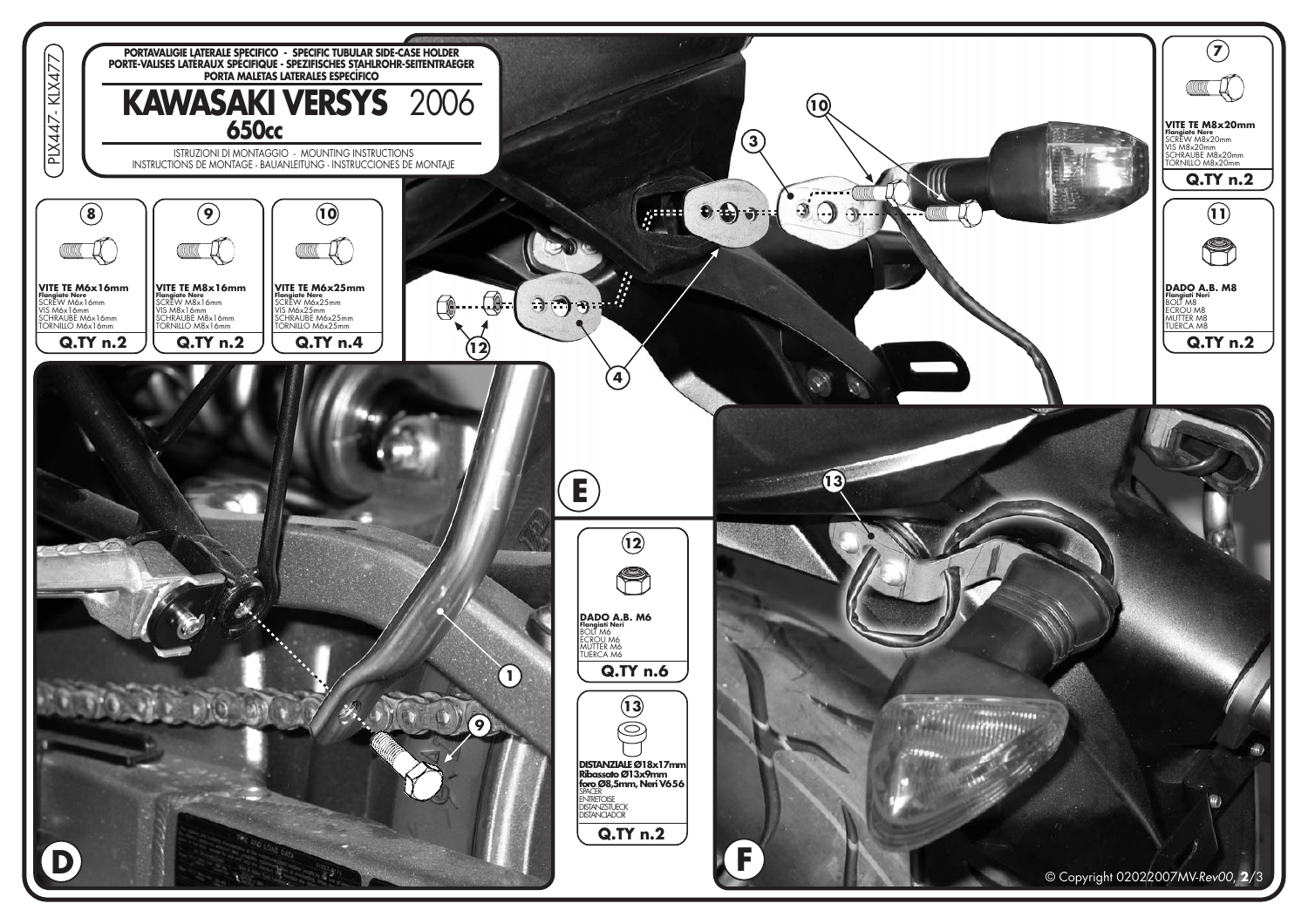PLX447- KLX477

PORTAVALIGIE LATERALE SPECIFICO - SPECIFIC TUBULAR SIDE-CASE HOLDER
PORTE-VALISES LATÉRAUX SPÉCIFIQUE - SPEZIFISCHES STAHLROHR-SEITENTRAEGER
PORTA MALETAS LATERALES ESPECÍFICO

# KAWASAKI VERSYS 2006

## 650cc

ISTRUZIONI DI MONTAGGIO - MOUNTING INSTRUCTIONS
INSTRUCTIONS DE MONTAGE - BAUANLEITUNG - INSTRUCCIONES DE MONTAJE

**(8)** **VITE TE M6x16mm** Flangiate Nere
SCREW M6x16mm
VIS M6x16mm
SCHRAUBE M6x16mm
TORNILLO M6x16mm
**Q.TY n.2**

**(9)** **VITE TE M8x16mm** Flangiate Nere
SCREW M8x16mm
VIS M8x16mm
SCHRAUBE M8x16mm
TORNILLO M8x16mm
**Q.TY n.2**

**(10)** **VITE TE M6x25mm** Flangiate Nere
SCREW M6x25mm
VIS M6x25mm
SCHRAUBE M6x25mm
TORNILLO M6x25mm
**Q.TY n.4**

**(7)** **VITE TE M8x20mm** Flangiate Nere
SCREW M8x20mm
VIS M8x20mm
SCHRAUBE M8x20mm
TORNILLO M8x20mm
**Q.TY n.2**

**(11)** **DADO A.B. M8** Flangiati Neri
BOLT M8
ECROU M8
MUTTER M8
TUERCA M8
**Q.TY n.2**

**(12)** **DADO A.B. M6** Flangiati Neri
BOLT M6
ECROU M6
MUTTER M6
TUERCA M6
**Q.TY n.6**

**(13)** **DISTANZIALE Ø18x17mm Ribassato Ø13x9mm foro Ø8,5mm, Neri V656**
SPACER
ENTRETOISE
DISTANZSTUECK
DISTANCIADOR
**Q.TY n.2**

E

D

F

© Copyright 02022007MV-Rev00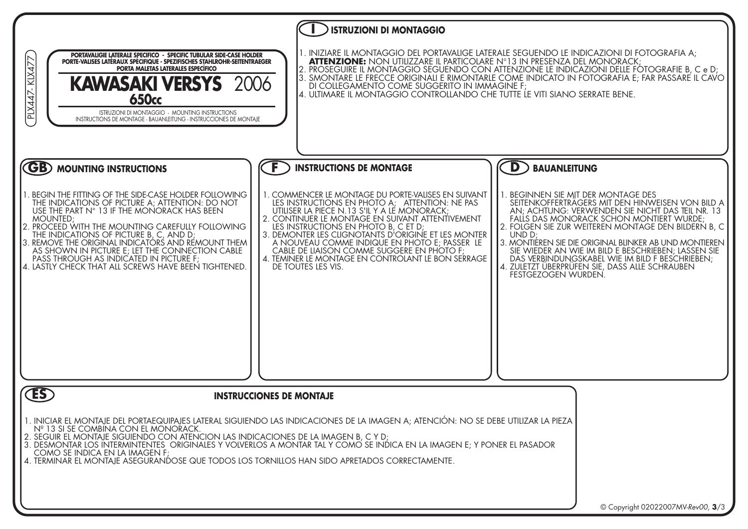PLX447- KLX477

**PORTAVALIGIE LATERALE SPECIFICO - SPECIFIC TUBULAR SIDE-CASE HOLDER**
**PORTE-VALISES LATERAUX SPECIFIQUE - SPEZIFISCHES STAHLROHR-SEITENTRAEGER**
**PORTA MALETAS LATERALES ESPECÍFICO**

# KAWASAKI VERSYS 2006 650cc

ISTRUZIONI DI MONTAGGIO - MOUNTING INSTRUCTIONS
INSTRUCTIONS DE MONTAGE - BAUANLEITUNG - INSTRUCCIONES DE MONTAJE

## I ISTRUZIONI DI MONTAGGIO

1. INIZIARE IL MONTAGGIO DEL PORTAVALIGE LATERALE SEGUENDO LE INDICAZIONI DI FOTOGRAFIA A; **ATTENZIONE:** NON UTILIZZARE IL PARTICOLARE N°13 IN PRESENZA DEL MONORACK;
2. PROSEGUIRE IL MONTAGGIO SEGUENDO CON ATTENZIONE LE INDICAZIONI DELLE FOTOGRAFIE B, C e D;
3. SMONTARE LE FRECCE ORIGINALI E RIMONTARLE COME INDICATO IN FOTOGRAFIA E; FAR PASSARE IL CAVO DI COLLEGAMENTO COME SUGGERITO IN IMMAGINE F;
4. ULTIMARE IL MONTAGGIO CONTROLLANDO CHE TUTTE LE VITI SIANO SERRATE BENE.

## GB MOUNTING INSTRUCTIONS

1. BEGIN THE FITTING OF THE SIDE-CASE HOLDER FOLLOWING THE INDICATIONS OF PICTURE A; ATTENTION: DO NOT USE THE PART N° 13 IF THE MONORACK HAS BEEN MOUNTED;
2. PROCEED WITH THE MOUNTING CAREFULLY FOLLOWING THE INDICATIONS OF PICTURE B, C, AND D;
3. REMOVE THE ORIGINAL INDICATORS AND REMOUNT THEM AS SHOWN IN PICTURE E; LET THE CONNECTION CABLE PASS THROUGH AS INDICATED IN PICTURE F;
4. LASTLY CHECK THAT ALL SCREWS HAVE BEEN TIGHTENED.

## F INSTRUCTIONS DE MONTAGE

1. COMMENCER LE MONTAGE DU PORTE-VALISES EN SUIVANT LES INSTRUCTIONS EN PHOTO A; ATTENTION: NE PAS UTILISER LA PIECE N.13 S'IL Y A LE MONORACK;
2. CONTINUER LE MONTAGE EN SUIVANT ATTENTIVEMENT LES INSTRUCTIONS EN PHOTO B, C ET D;
3. DEMONTER LES CLIGNOTANTS D'ORIGINE ET LES MONTER A NOUVEAU COMME INDIQUE EN PHOTO E; PASSER LE CABLE DE LIAISON COMME SUGGERE EN PHOTO F;
4. TEMINER LE MONTAGE EN CONTROLANT LE BON SERRAGE DE TOUTES LES VIS.

## D BAUANLEITUNG

1. BEGINNEN SIE MIT DER MONTAGE DES SEITENKOFFERTRÄGERS MIT DEN HINWEISEN VON BILD A AN; ACHTUNG: VERWENDEN SIE NICHT DAS TEIL NR. 13 FALLS DAS MONORACK SCHON MONTIERT WURDE;
2. FOLGEN SIE ZUR WEITEREN MONTAGE DEN BILDERN B, C UND D;
3. MONTIEREN SIE DIE ORIGINAL BLINKER AB UND MONTIEREN SIE WIEDER AN WIE IM BILD E BESCHRIEBEN; LASSEN SIE DAS VERBINDUNGSKABEL WIE IM BILD F BESCHRIEBEN;
4. ZULETZT ÜBERPRÜFEN SIE, DASS ALLE SCHRAUBEN FESTGEZOGEN WURDEN.

## ES INSTRUCCIONES DE MONTAJE

1. INICIAR EL MONTAJE DEL PORTAEQUIPAJES LATERAL SIGUIENDO LAS INDICACIONES DE LA IMAGEN A; ATENCIÓN: NO SE DEBE UTILIZAR LA PIEZA Nº 13 SI SE COMBINA CON EL MONORACK.
2. SEGUIR EL MONTAJE SIGUIENDO CON ATENCION LAS INDICACIONES DE LA IMAGEN B, C Y D;
3. DESMONTAR LOS INTERMINTENTES ORIGINALES Y VOLVERLOS A MONTAR TAL Y COMO SE INDICA EN LA IMAGEN E; Y PONER EL PASADOR COMO SE INDICA EN LA IMAGEN F;
4. TERMINAR EL MONTAJE ASEGURANDOSE QUE TODOS LOS TORNILLOS HAN SIDO APRETADOS CORRECTAMENTE.

© Copyright 02022007MV-*Rev00*